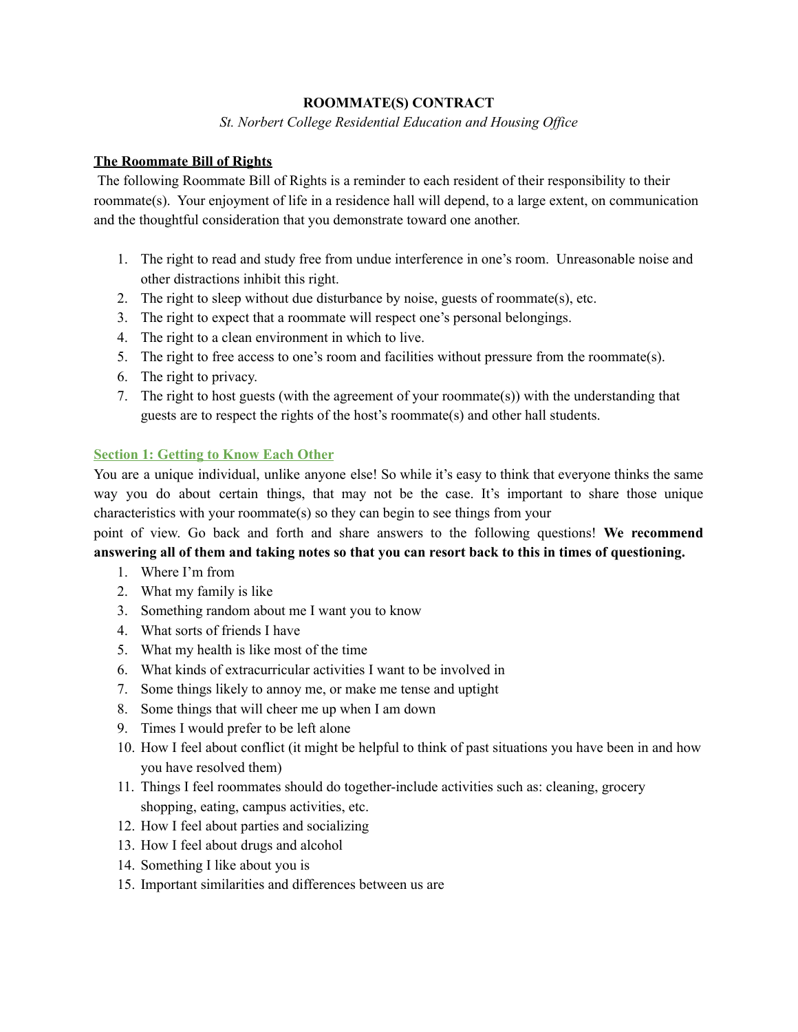# ROOMMATE(S) CONTRACT

*St. Norbert College Residential Education and Housing Office*

## The Roommate Bill of Rights

The following Roommate Bill of Rights is a reminder to each resident of their responsibility to their roommate(s). Your enjoyment of life in a residence hall will depend, to a large extent, on communication and the thoughtful consideration that you demonstrate toward one another.

1. The right to read and study free from undue interference in one's room. Unreasonable noise and other distractions inhibit this right.
2. The right to sleep without due disturbance by noise, guests of roommate(s), etc.
3. The right to expect that a roommate will respect one's personal belongings.
4. The right to a clean environment in which to live.
5. The right to free access to one's room and facilities without pressure from the roommate(s).
6. The right to privacy.
7. The right to host guests (with the agreement of your roommate(s)) with the understanding that guests are to respect the rights of the host's roommate(s) and other hall students.

## Section 1: Getting to Know Each Other

You are a unique individual, unlike anyone else! So while it's easy to think that everyone thinks the same way you do about certain things, that may not be the case. It's important to share those unique characteristics with your roommate(s) so they can begin to see things from your point of view. Go back and forth and share answers to the following questions! **We recommend answering all of them and taking notes so that you can resort back to this in times of questioning.**

1. Where I'm from
2. What my family is like
3. Something random about me I want you to know
4. What sorts of friends I have
5. What my health is like most of the time
6. What kinds of extracurricular activities I want to be involved in
7. Some things likely to annoy me, or make me tense and uptight
8. Some things that will cheer me up when I am down
9. Times I would prefer to be left alone
10. How I feel about conflict (it might be helpful to think of past situations you have been in and how you have resolved them)
11. Things I feel roommates should do together-include activities such as: cleaning, grocery shopping, eating, campus activities, etc.
12. How I feel about parties and socializing
13. How I feel about drugs and alcohol
14. Something I like about you is
15. Important similarities and differences between us are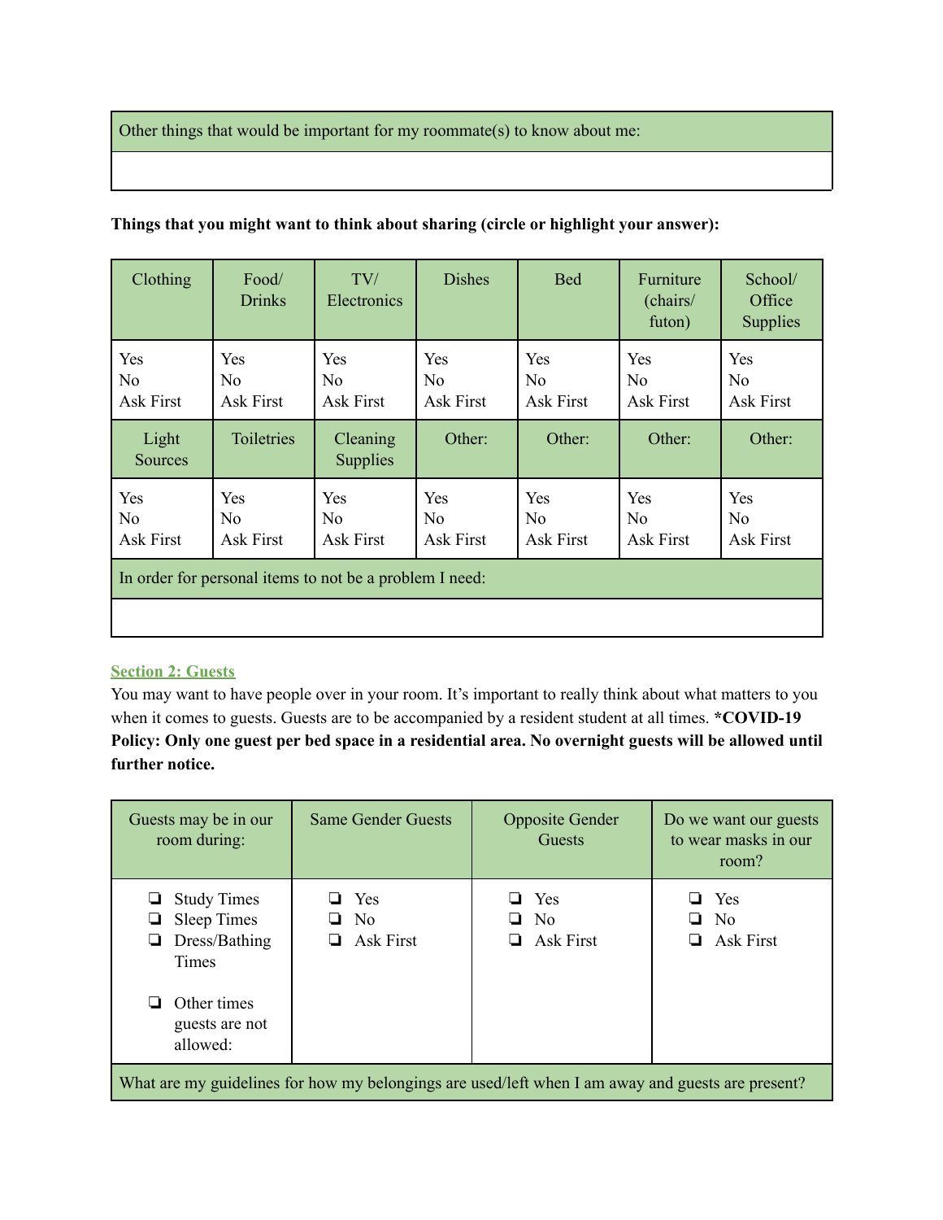| Other things that would be important for my roommate(s) to know about me: |
|---|
| |

**Things that you might want to think about sharing (circle or highlight your answer):**

| Clothing | Food/ Drinks | TV/ Electronics | Dishes | Bed | Furniture (chairs/ futon) | School/ Office Supplies |
|---|---|---|---|---|---|---|
| Yes<br>No<br>Ask First | Yes<br>No<br>Ask First | Yes<br>No<br>Ask First | Yes<br>No<br>Ask First | Yes<br>No<br>Ask First | Yes<br>No<br>Ask First | Yes<br>No<br>Ask First |
| **Light Sources** | **Toiletries** | **Cleaning Supplies** | **Other:** | **Other:** | **Other:** | **Other:** |
| Yes<br>No<br>Ask First | Yes<br>No<br>Ask First | Yes<br>No<br>Ask First | Yes<br>No<br>Ask First | Yes<br>No<br>Ask First | Yes<br>No<br>Ask First | Yes<br>No<br>Ask First |
| In order for personal items to not be a problem I need: | | | | | | |
| | | | | | | |

## Section 2: Guests

You may want to have people over in your room. It's important to really think about what matters to you when it comes to guests. Guests are to be accompanied by a resident student at all times. ***COVID-19 Policy: Only one guest per bed space in a residential area. No overnight guests will be allowed until further notice.**

| Guests may be in our room during: | Same Gender Guests | Opposite Gender Guests | Do we want our guests to wear masks in our room? |
|---|---|---|---|
| ❏ Study Times<br>❏ Sleep Times<br>❏ Dress/Bathing Times<br><br>❏ Other times guests are not allowed: | ❏ Yes<br>❏ No<br>❏ Ask First | ❏ Yes<br>❏ No<br>❏ Ask First | ❏ Yes<br>❏ No<br>❏ Ask First |
| What are my guidelines for how my belongings are used/left when I am away and guests are present? | | | |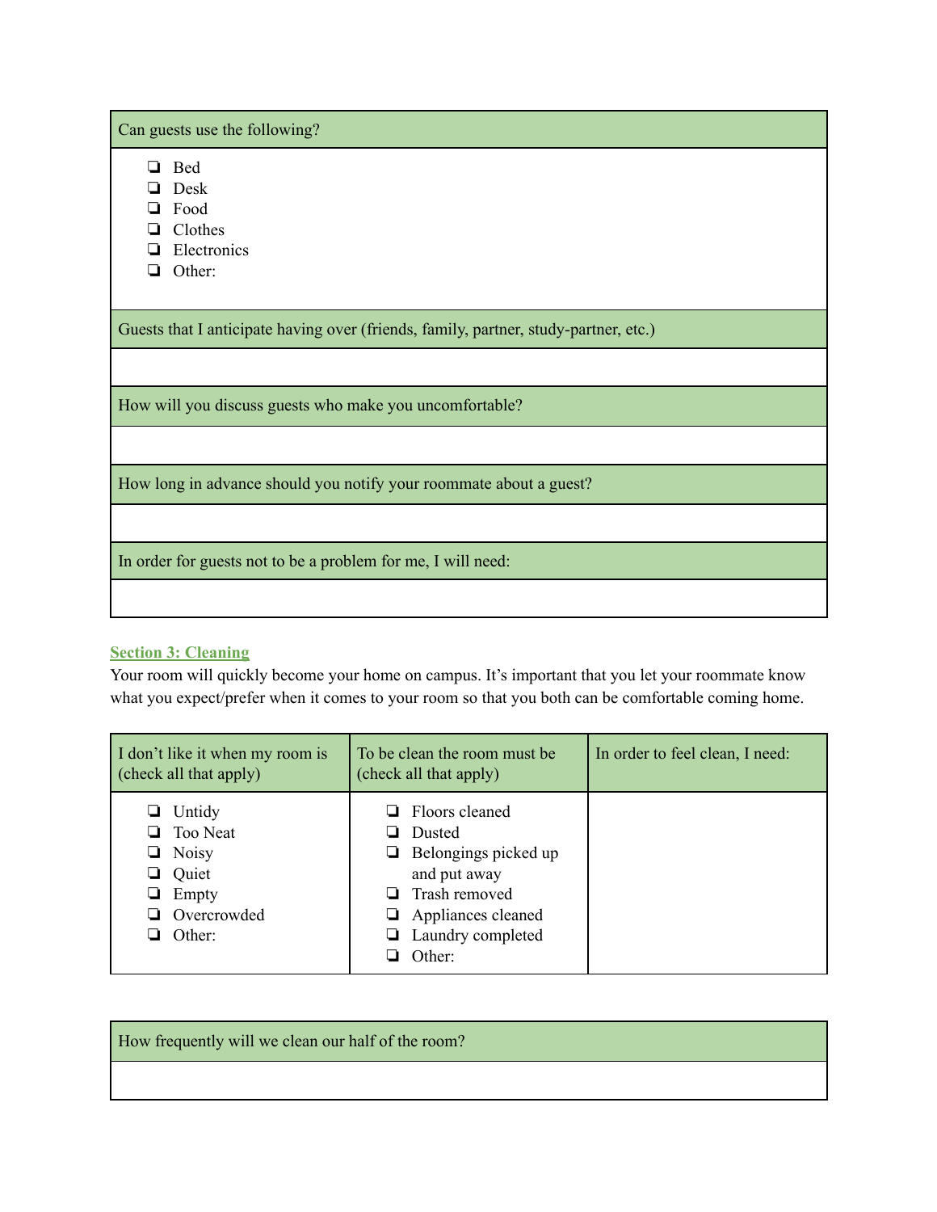| Can guests use the following? |
|---|
| ❏ Bed<br>❏ Desk<br>❏ Food<br>❏ Clothes<br>❏ Electronics<br>❏ Other: |
| Guests that I anticipate having over (friends, family, partner, study-partner, etc.) |
| |
| How will you discuss guests who make you uncomfortable? |
| |
| How long in advance should you notify your roommate about a guest? |
| |
| In order for guests not to be a problem for me, I will need: |
| |

## Section 3: Cleaning

Your room will quickly become your home on campus. It's important that you let your roommate know what you expect/prefer when it comes to your room so that you both can be comfortable coming home.

| I don't like it when my room is (check all that apply) | To be clean the room must be (check all that apply) | In order to feel clean, I need: |
|---|---|---|
| ❏ Untidy<br>❏ Too Neat<br>❏ Noisy<br>❏ Quiet<br>❏ Empty<br>❏ Overcrowded<br>❏ Other: | ❏ Floors cleaned<br>❏ Dusted<br>❏ Belongings picked up and put away<br>❏ Trash removed<br>❏ Appliances cleaned<br>❏ Laundry completed<br>❏ Other: | |

| How frequently will we clean our half of the room? |
|---|
| |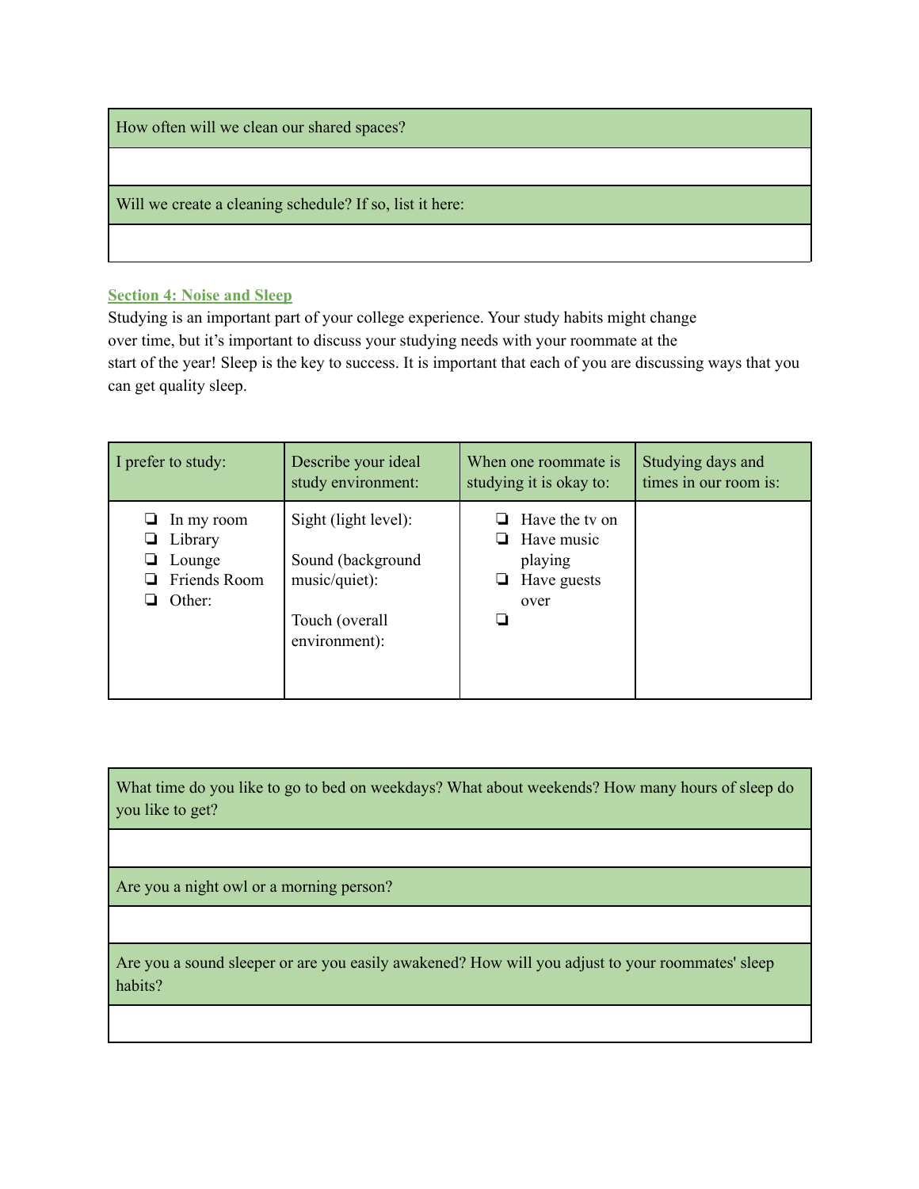| How often will we clean our shared spaces? |
| --- |
| |
| Will we create a cleaning schedule? If so, list it here: |
| |

## Section 4: Noise and Sleep

Studying is an important part of your college experience. Your study habits might change over time, but it's important to discuss your studying needs with your roommate at the start of the year! Sleep is the key to success. It is important that each of you are discussing ways that you can get quality sleep.

| I prefer to study: | Describe your ideal study environment: | When one roommate is studying it is okay to: | Studying days and times in our room is: |
| --- | --- | --- | --- |
| ❏ In my room<br>❏ Library<br>❏ Lounge<br>❏ Friends Room<br>❏ Other: | Sight (light level):<br><br>Sound (background music/quiet):<br><br>Touch (overall environment): | ❏ Have the tv on<br>❏ Have music playing<br>❏ Have guests over<br>❏ | |

| What time do you like to go to bed on weekdays? What about weekends? How many hours of sleep do you like to get? |
| --- |
| |
| Are you a night owl or a morning person? |
| |
| Are you a sound sleeper or are you easily awakened? How will you adjust to your roommates' sleep habits? |
| |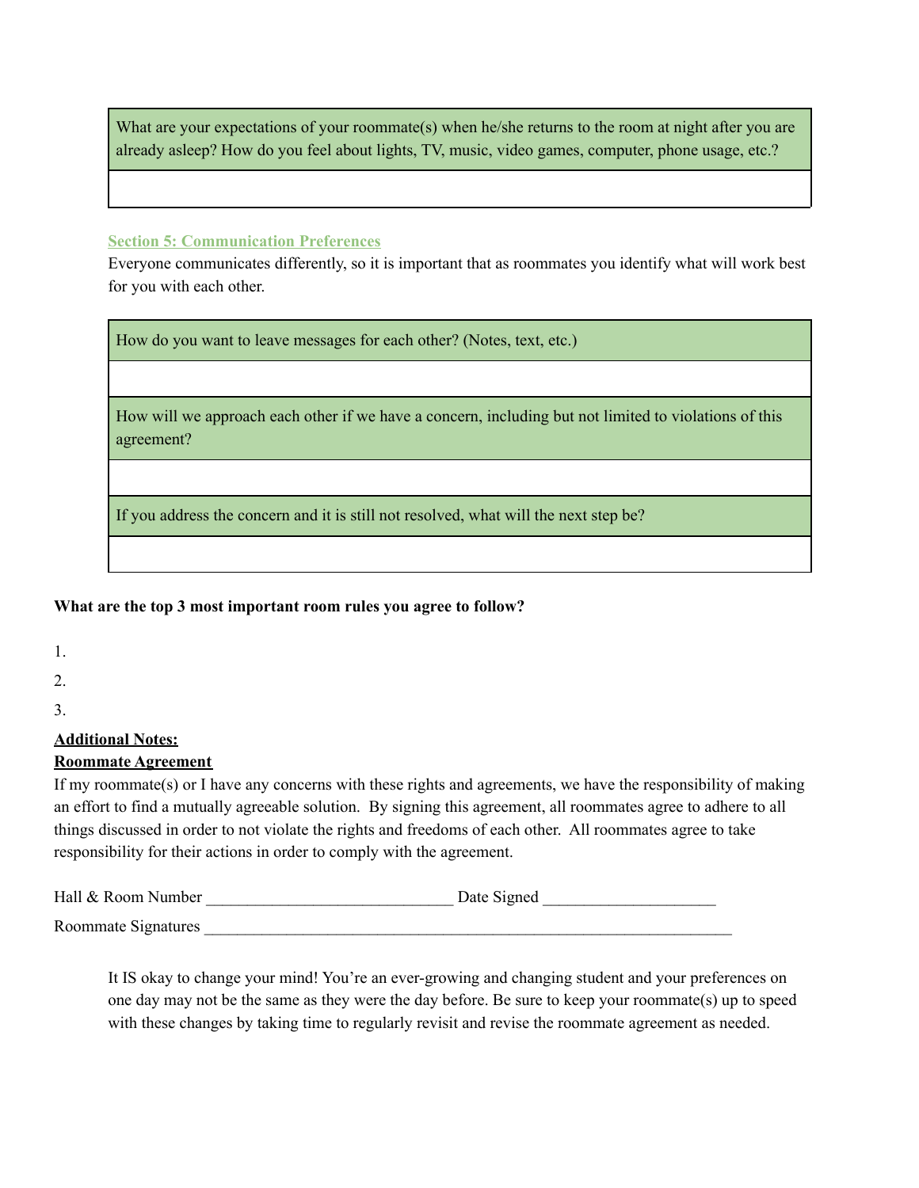| What are your expectations of your roommate(s) when he/she returns to the room at night after you are already asleep? How do you feel about lights, TV, music, video games, computer, phone usage, etc.? |
| --- |
| |

### Section 5: Communication Preferences

Everyone communicates differently, so it is important that as roommates you identify what will work best for you with each other.

| How do you want to leave messages for each other? (Notes, text, etc.) |
| --- |
| |
| How will we approach each other if we have a concern, including but not limited to violations of this agreement? |
| |
| If you address the concern and it is still not resolved, what will the next step be? |
| |

**What are the top 3 most important room rules you agree to follow?**

1.
2.
3.

**Additional Notes:**

**Roommate Agreement**

If my roommate(s) or I have any concerns with these rights and agreements, we have the responsibility of making an effort to find a mutually agreeable solution. By signing this agreement, all roommates agree to adhere to all things discussed in order to not violate the rights and freedoms of each other. All roommates agree to take responsibility for their actions in order to comply with the agreement.

Hall & Room Number ______________________________ Date Signed ____________________

Roommate Signatures ________________________________________________________________

It IS okay to change your mind! You're an ever-growing and changing student and your preferences on one day may not be the same as they were the day before. Be sure to keep your roommate(s) up to speed with these changes by taking time to regularly revisit and revise the roommate agreement as needed.